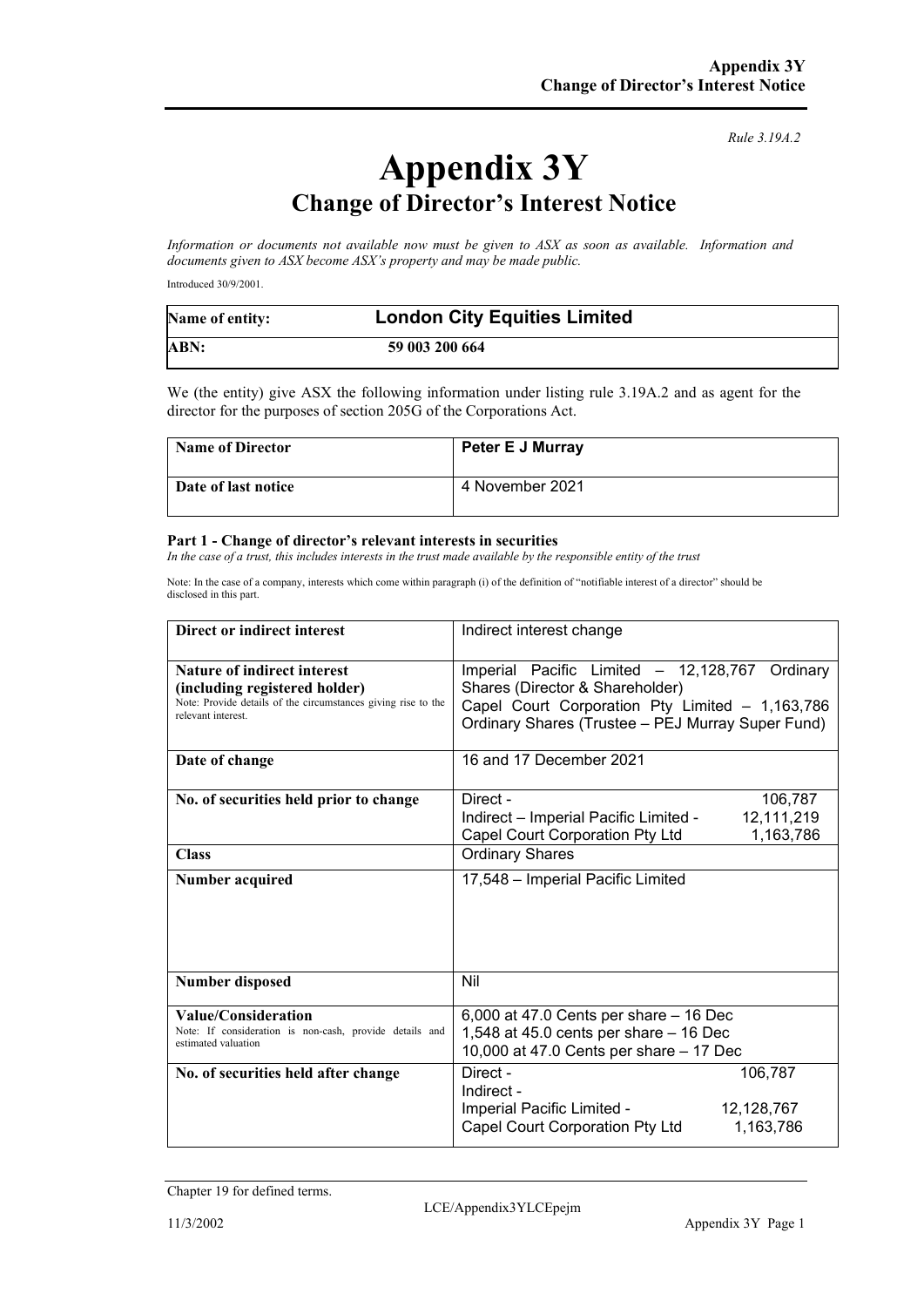*Rule 3.19A.2*

# Appendix 3Y

## Change of Director's Interest Notice

*Information or documents not available now must be given to ASX as soon as available. Information and documents given to ASX become ASX's property and may be made public.*

Introduced 30/9/2001.

| **Name of entity:** | **London City Equities Limited** |
|---|---|
| **ABN:** | **59 003 200 664** |

We (the entity) give ASX the following information under listing rule 3.19A.2 and as agent for the director for the purposes of section 205G of the Corporations Act.

| **Name of Director** | **Peter E J Murray** |
|---|---|
| **Date of last notice** | 4 November 2021 |

#### Part 1 - Change of director's relevant interests in securities

*In the case of a trust, this includes interests in the trust made available by the responsible entity of the trust*

Note: In the case of a company, interests which come within paragraph (i) of the definition of "notifiable interest of a director" should be disclosed in this part.

| | |
|---|---|
| **Direct or indirect interest** | Indirect interest change |
| **Nature of indirect interest (including registered holder)**<br>Note: Provide details of the circumstances giving rise to the relevant interest. | Imperial Pacific Limited – 12,128,767 Ordinary Shares (Director & Shareholder)<br>Capel Court Corporation Pty Limited – 1,163,786 Ordinary Shares (Trustee – PEJ Murray Super Fund) |
| **Date of change** | 16 and 17 December 2021 |
| **No. of securities held prior to change** | Direct - 106,787<br>Indirect – Imperial Pacific Limited - 12,111,219<br>Capel Court Corporation Pty Ltd 1,163,786 |
| **Class** | Ordinary Shares |
| **Number acquired** | 17,548 – Imperial Pacific Limited |
| **Number disposed** | Nil |
| **Value/Consideration**<br>Note: If consideration is non-cash, provide details and estimated valuation | 6,000 at 47.0 Cents per share – 16 Dec<br>1,548 at 45.0 cents per share – 16 Dec<br>10,000 at 47.0 Cents per share – 17 Dec |
| **No. of securities held after change** | Direct - 106,787<br>Indirect -<br>Imperial Pacific Limited - 12,128,767<br>Capel Court Corporation Pty Ltd 1,163,786 |

Chapter 19 for defined terms.

LCE/Appendix3YLCEpejm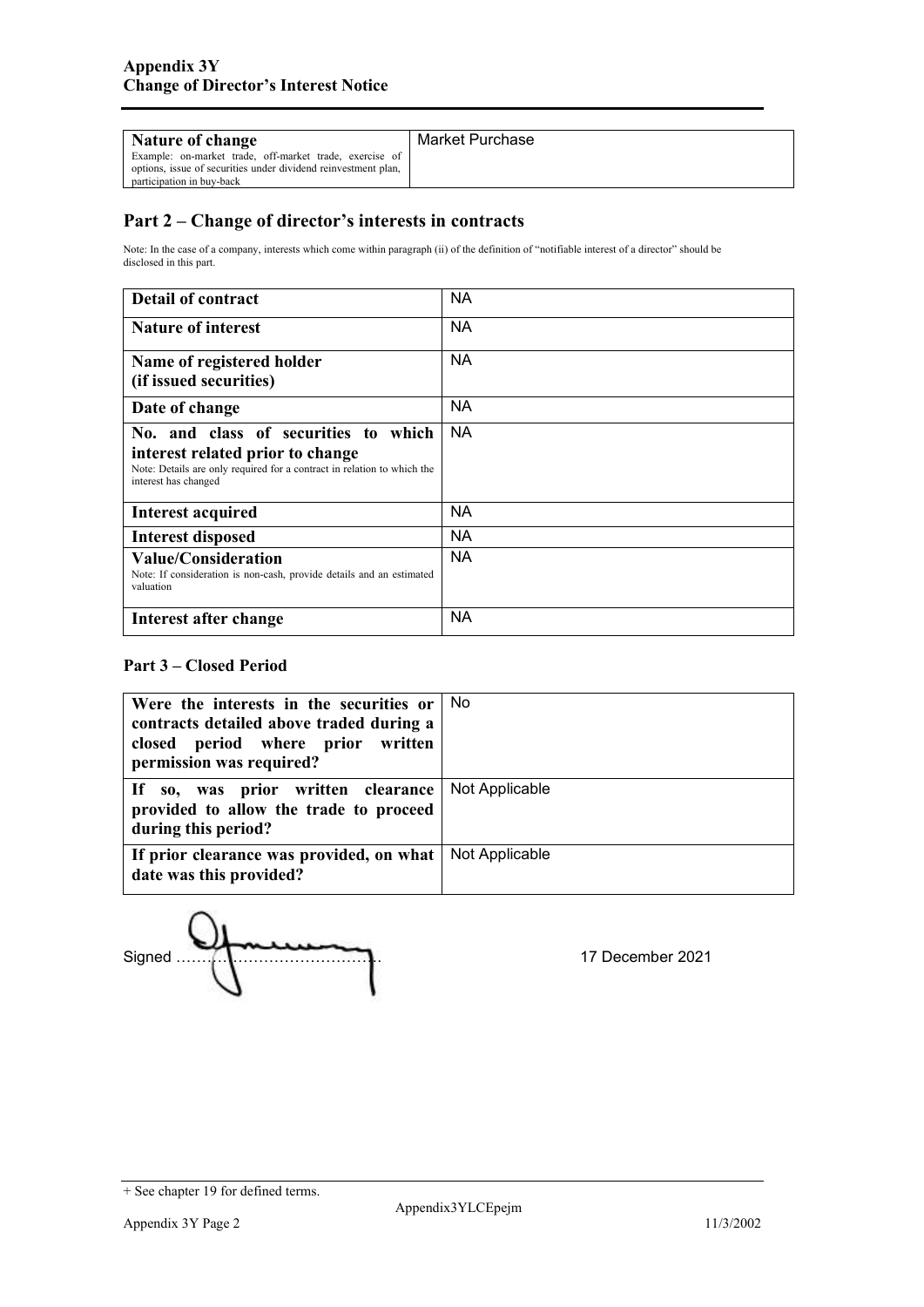| **Nature of change**<br>Example: on-market trade, off-market trade, exercise of options, issue of securities under dividend reinvestment plan, participation in buy-back | Market Purchase |
|---|---|

## Part 2 – Change of director's interests in contracts

Note: In the case of a company, interests which come within paragraph (ii) of the definition of "notifiable interest of a director" should be disclosed in this part.

| **Detail of contract** | NA |
|---|---|
| **Nature of interest** | NA |
| **Name of registered holder (if issued securities)** | NA |
| **Date of change** | NA |
| **No. and class of securities to which interest related prior to change**<br>Note: Details are only required for a contract in relation to which the interest has changed | NA |
| **Interest acquired** | NA |
| **Interest disposed** | NA |
| **Value/Consideration**<br>Note: If consideration is non-cash, provide details and an estimated valuation | NA |
| **Interest after change** | NA |

### Part 3 – Closed Period

| **Were the interests in the securities or contracts detailed above traded during a closed period where prior written permission was required?** | No |
|---|---|
| **If so, was prior written clearance provided to allow the trade to proceed during this period?** | Not Applicable |
| **If prior clearance was provided, on what date was this provided?** | Not Applicable |

Signed ………………………………………… 17 December 2021

+ See chapter 19 for defined terms.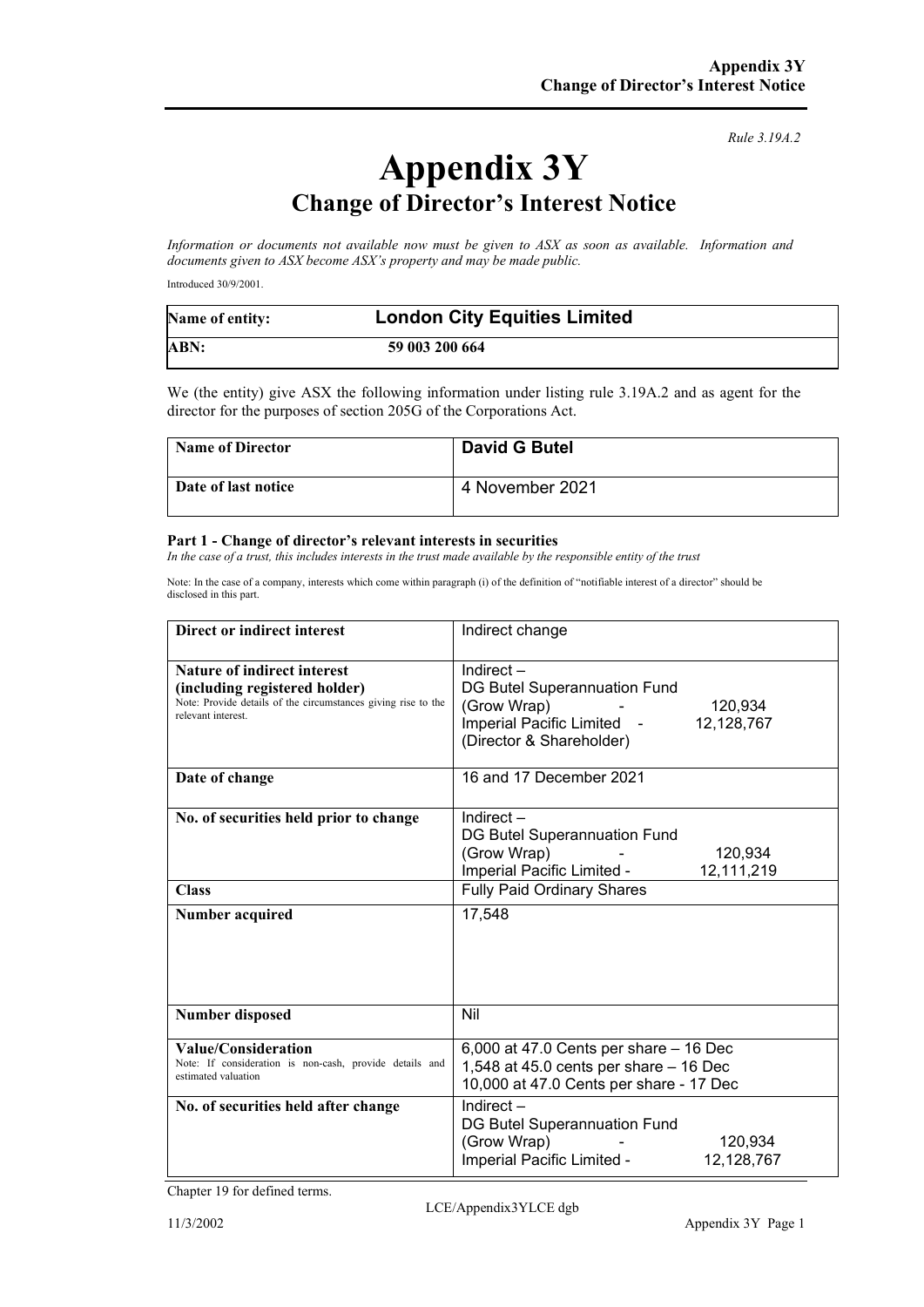*Rule 3.19A.2*

# Appendix 3Y

## Change of Director's Interest Notice

*Information or documents not available now must be given to ASX as soon as available. Information and documents given to ASX become ASX's property and may be made public.*

Introduced 30/9/2001.

| Name of entity: | London City Equities Limited |
|---|---|
| ABN: | 59 003 200 664 |

We (the entity) give ASX the following information under listing rule 3.19A.2 and as agent for the director for the purposes of section 205G of the Corporations Act.

| Name of Director | David G Butel |
|---|---|
| Date of last notice | 4 November 2021 |

### Part 1 - Change of director's relevant interests in securities

*In the case of a trust, this includes interests in the trust made available by the responsible entity of the trust*

Note: In the case of a company, interests which come within paragraph (i) of the definition of "notifiable interest of a director" should be disclosed in this part.

| Direct or indirect interest | Indirect change |
|---|---|
| **Nature of indirect interest (including registered holder)**<br>Note: Provide details of the circumstances giving rise to the relevant interest. | Indirect –<br>DG Butel Superannuation Fund (Grow Wrap) - 120,934<br>Imperial Pacific Limited - 12,128,767<br>(Director & Shareholder) |
| **Date of change** | 16 and 17 December 2021 |
| **No. of securities held prior to change** | Indirect –<br>DG Butel Superannuation Fund (Grow Wrap) - 120,934<br>Imperial Pacific Limited - 12,111,219 |
| **Class** | Fully Paid Ordinary Shares |
| **Number acquired** | 17,548 |
| **Number disposed** | Nil |
| **Value/Consideration**<br>Note: If consideration is non-cash, provide details and estimated valuation | 6,000 at 47.0 Cents per share – 16 Dec<br>1,548 at 45.0 cents per share – 16 Dec<br>10,000 at 47.0 Cents per share - 17 Dec |
| **No. of securities held after change** | Indirect –<br>DG Butel Superannuation Fund (Grow Wrap) - 120,934<br>Imperial Pacific Limited - 12,128,767 |

Chapter 19 for defined terms.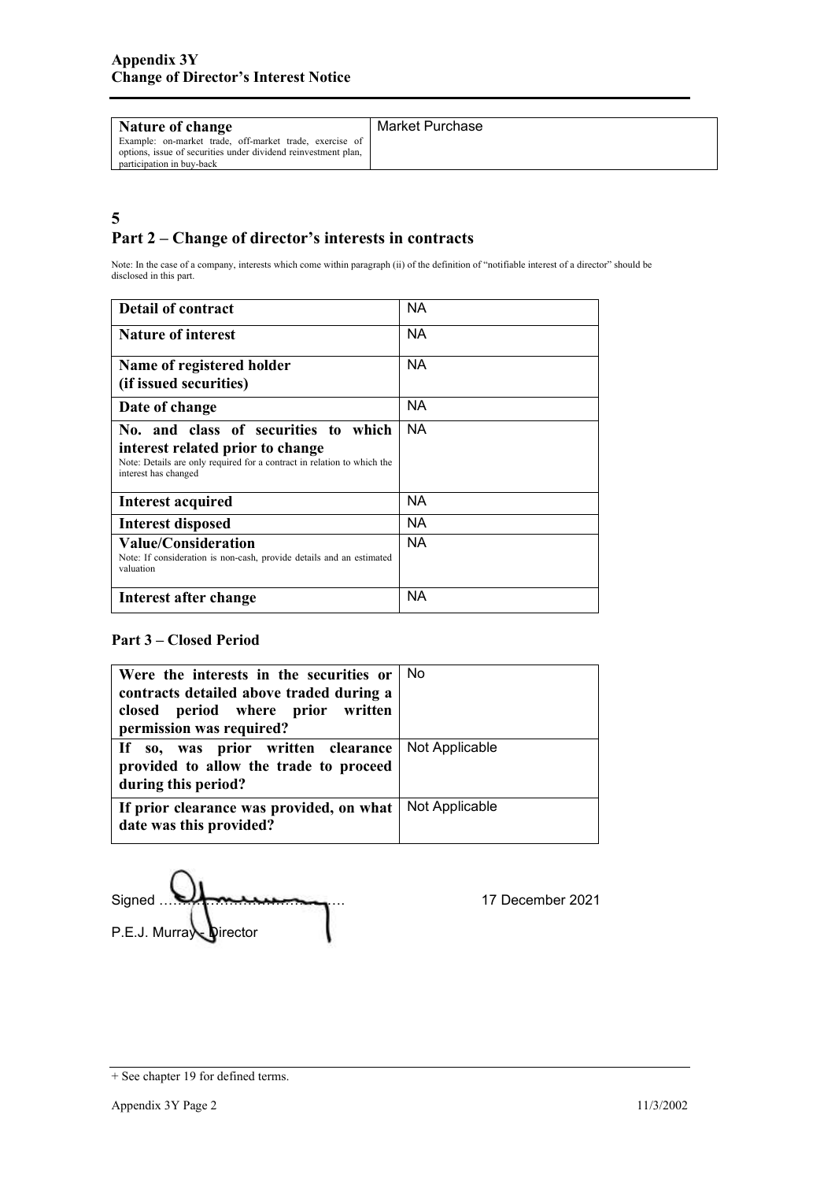| Nature of change<br>Example: on-market trade, off-market trade, exercise of options, issue of securities under dividend reinvestment plan, participation in buy-back | Market Purchase |
|---|---|

5

## Part 2 – Change of director's interests in contracts

Note: In the case of a company, interests which come within paragraph (ii) of the definition of "notifiable interest of a director" should be disclosed in this part.

| Detail of contract | NA |
|---|---|
| **Nature of interest** | NA |
| **Name of registered holder (if issued securities)** | NA |
| **Date of change** | NA |
| **No. and class of securities to which interest related prior to change**<br>Note: Details are only required for a contract in relation to which the interest has changed | NA |
| **Interest acquired** | NA |
| **Interest disposed** | NA |
| **Value/Consideration**<br>Note: If consideration is non-cash, provide details and an estimated valuation | NA |
| **Interest after change** | NA |

### Part 3 – Closed Period

| Were the interests in the securities or contracts detailed above traded during a closed period where prior written permission was required? | No |
|---|---|
| **If so, was prior written clearance provided to allow the trade to proceed during this period?** | Not Applicable |
| **If prior clearance was provided, on what date was this provided?** | Not Applicable |

Signed ………………………………….  17 December 2021

P.E.J. Murray - Director

+ See chapter 19 for defined terms.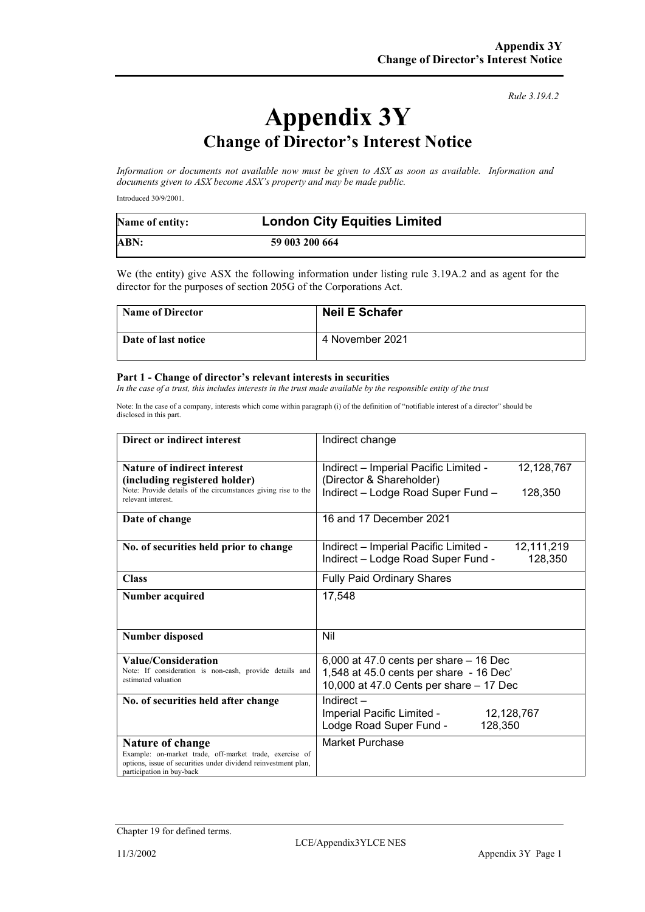*Rule 3.19A.2*

# Appendix 3Y

## Change of Director's Interest Notice

*Information or documents not available now must be given to ASX as soon as available. Information and documents given to ASX become ASX's property and may be made public.*

Introduced 30/9/2001.

| **Name of entity:** | **London City Equities Limited** |
|---|---|
| **ABN:** | **59 003 200 664** |

We (the entity) give ASX the following information under listing rule 3.19A.2 and as agent for the director for the purposes of section 205G of the Corporations Act.

| **Name of Director** | **Neil E Schafer** |
|---|---|
| **Date of last notice** | 4 November 2021 |

### Part 1 - Change of director's relevant interests in securities

*In the case of a trust, this includes interests in the trust made available by the responsible entity of the trust*

Note: In the case of a company, interests which come within paragraph (i) of the definition of "notifiable interest of a director" should be disclosed in this part.

| | |
|---|---|
| **Direct or indirect interest** | Indirect change |
| **Nature of indirect interest (including registered holder)**<br>Note: Provide details of the circumstances giving rise to the relevant interest. | Indirect – Imperial Pacific Limited - 12,128,767 (Director & Shareholder)<br>Indirect – Lodge Road Super Fund – 128,350 |
| **Date of change** | 16 and 17 December 2021 |
| **No. of securities held prior to change** | Indirect – Imperial Pacific Limited - 12,111,219<br>Indirect – Lodge Road Super Fund - 128,350 |
| **Class** | Fully Paid Ordinary Shares |
| **Number acquired** | 17,548 |
| **Number disposed** | Nil |
| **Value/Consideration**<br>Note: If consideration is non-cash, provide details and estimated valuation | 6,000 at 47.0 cents per share – 16 Dec<br>1,548 at 45.0 cents per share - 16 Dec'<br>10,000 at 47.0 Cents per share – 17 Dec |
| **No. of securities held after change** | Indirect –<br>Imperial Pacific Limited - 12,128,767<br>Lodge Road Super Fund - 128,350 |
| **Nature of change**<br>Example: on-market trade, off-market trade, exercise of options, issue of securities under dividend reinvestment plan, participation in buy-back | Market Purchase |

Chapter 19 for defined terms.

LCE/Appendix3YLCE NES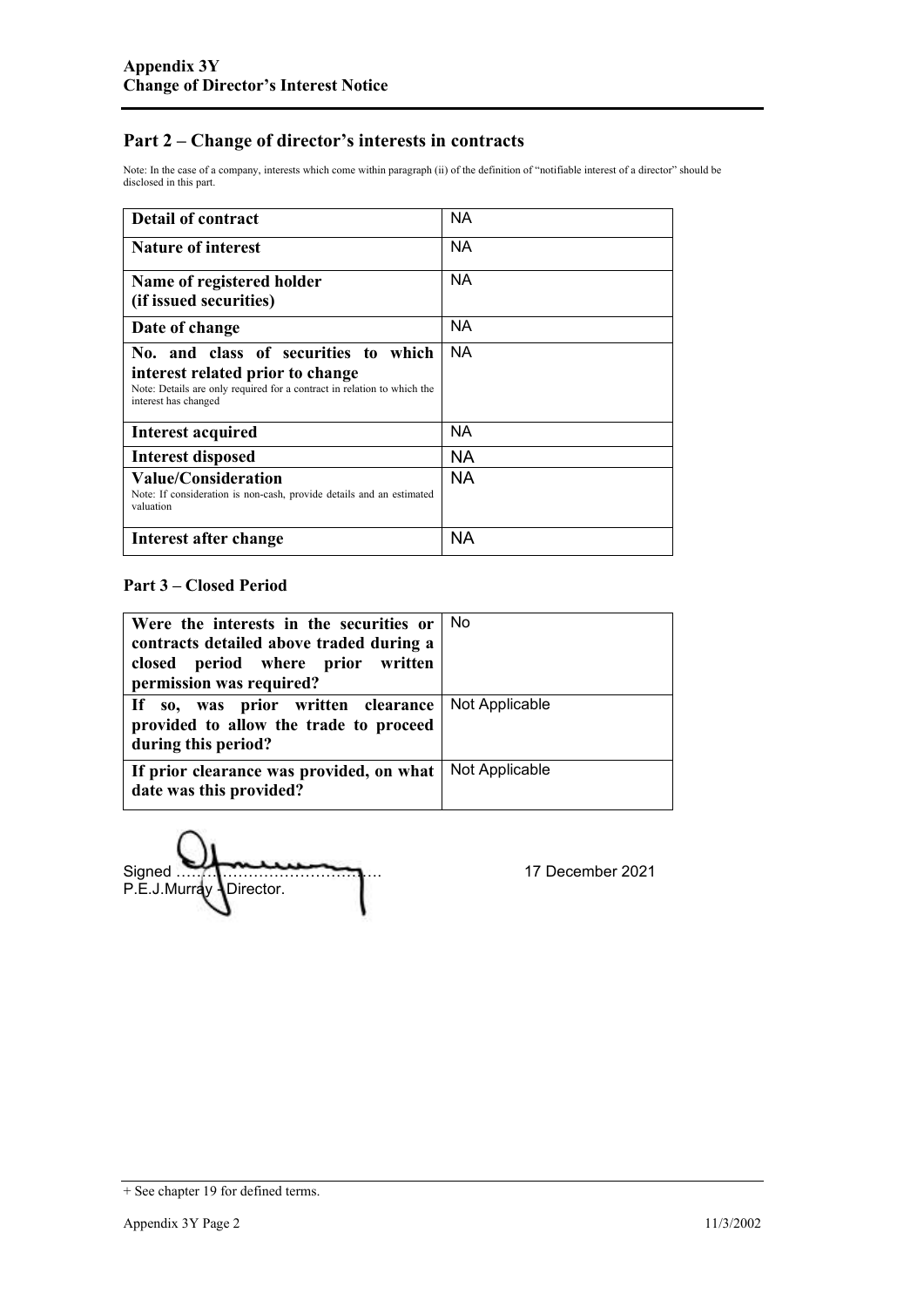## Part 2 – Change of director's interests in contracts

Note: In the case of a company, interests which come within paragraph (ii) of the definition of "notifiable interest of a director" should be disclosed in this part.

| | |
|---|---|
| **Detail of contract** | NA |
| **Nature of interest** | NA |
| **Name of registered holder (if issued securities)** | NA |
| **Date of change** | NA |
| **No. and class of securities to which interest related prior to change** Note: Details are only required for a contract in relation to which the interest has changed | NA |
| **Interest acquired** | NA |
| **Interest disposed** | NA |
| **Value/Consideration** Note: If consideration is non-cash, provide details and an estimated valuation | NA |
| **Interest after change** | NA |

### Part 3 – Closed Period

| | |
|---|---|
| **Were the interests in the securities or contracts detailed above traded during a closed period where prior written permission was required?** | No |
| **If so, was prior written clearance provided to allow the trade to proceed during this period?** | Not Applicable |
| **If prior clearance was provided, on what date was this provided?** | Not Applicable |

Signed ……………………………………… 17 December 2021
P.E.J.Murray - Director.

+ See chapter 19 for defined terms.